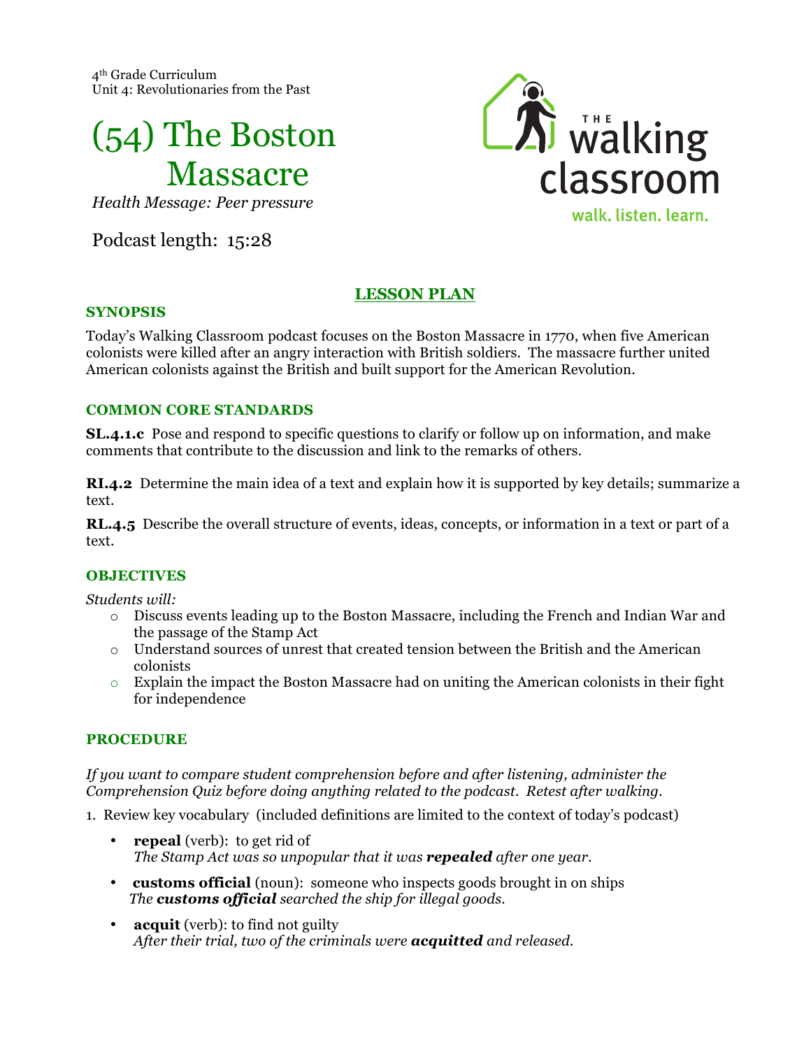4th Grade Curriculum
Unit 4: Revolutionaries from the Past

# (54) The Boston Massacre

*Health Message: Peer pressure*

Podcast length: 15:28

## LESSON PLAN

### SYNOPSIS

Today's Walking Classroom podcast focuses on the Boston Massacre in 1770, when five American colonists were killed after an angry interaction with British soldiers. The massacre further united American colonists against the British and built support for the American Revolution.

### COMMON CORE STANDARDS

**SL.4.1.c** Pose and respond to specific questions to clarify or follow up on information, and make comments that contribute to the discussion and link to the remarks of others.

**RI.4.2** Determine the main idea of a text and explain how it is supported by key details; summarize a text.

**RL.4.5** Describe the overall structure of events, ideas, concepts, or information in a text or part of a text.

### OBJECTIVES

*Students will:*

- Discuss events leading up to the Boston Massacre, including the French and Indian War and the passage of the Stamp Act
- Understand sources of unrest that created tension between the British and the American colonists
- Explain the impact the Boston Massacre had on uniting the American colonists in their fight for independence

### PROCEDURE

*If you want to compare student comprehension before and after listening, administer the Comprehension Quiz before doing anything related to the podcast. Retest after walking.*

1. Review key vocabulary (included definitions are limited to the context of today's podcast)

   - **repeal** (verb): to get rid of
     *The Stamp Act was so unpopular that it was **repealed** after one year.*
   - **customs official** (noun): someone who inspects goods brought in on ships
     *The **customs official** searched the ship for illegal goods.*
   - **acquit** (verb): to find not guilty
     *After their trial, two of the criminals were **acquitted** and released.*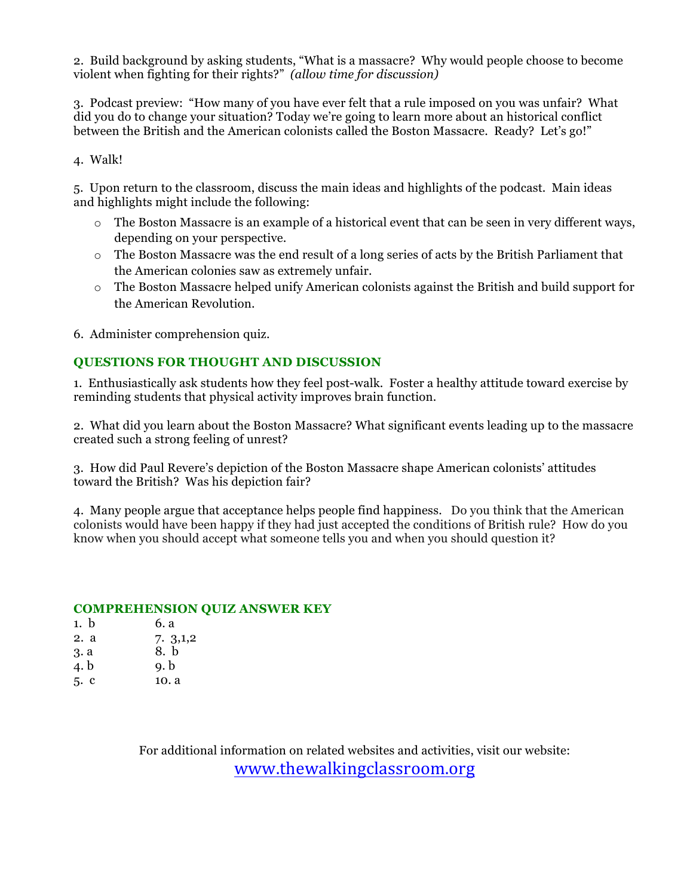2. Build background by asking students, "What is a massacre? Why would people choose to become violent when fighting for their rights?" *(allow time for discussion)*

3. Podcast preview: "How many of you have ever felt that a rule imposed on you was unfair? What did you do to change your situation? Today we're going to learn more about an historical conflict between the British and the American colonists called the Boston Massacre. Ready? Let's go!"

4. Walk!

5. Upon return to the classroom, discuss the main ideas and highlights of the podcast. Main ideas and highlights might include the following:

- The Boston Massacre is an example of a historical event that can be seen in very different ways, depending on your perspective.
- The Boston Massacre was the end result of a long series of acts by the British Parliament that the American colonies saw as extremely unfair.
- The Boston Massacre helped unify American colonists against the British and build support for the American Revolution.

6. Administer comprehension quiz.

## QUESTIONS FOR THOUGHT AND DISCUSSION

1. Enthusiastically ask students how they feel post-walk. Foster a healthy attitude toward exercise by reminding students that physical activity improves brain function.

2. What did you learn about the Boston Massacre? What significant events leading up to the massacre created such a strong feeling of unrest?

3. How did Paul Revere's depiction of the Boston Massacre shape American colonists' attitudes toward the British? Was his depiction fair?

4. Many people argue that acceptance helps people find happiness. Do you think that the American colonists would have been happy if they had just accepted the conditions of British rule? How do you know when you should accept what someone tells you and when you should question it?

## COMPREHENSION QUIZ ANSWER KEY

| | |
|---|---|
| 1. b | 6. a |
| 2. a | 7. 3,1,2 |
| 3. a | 8. b |
| 4. b | 9. b |
| 5. c | 10. a |

For additional information on related websites and activities, visit our website:
www.thewalkingclassroom.org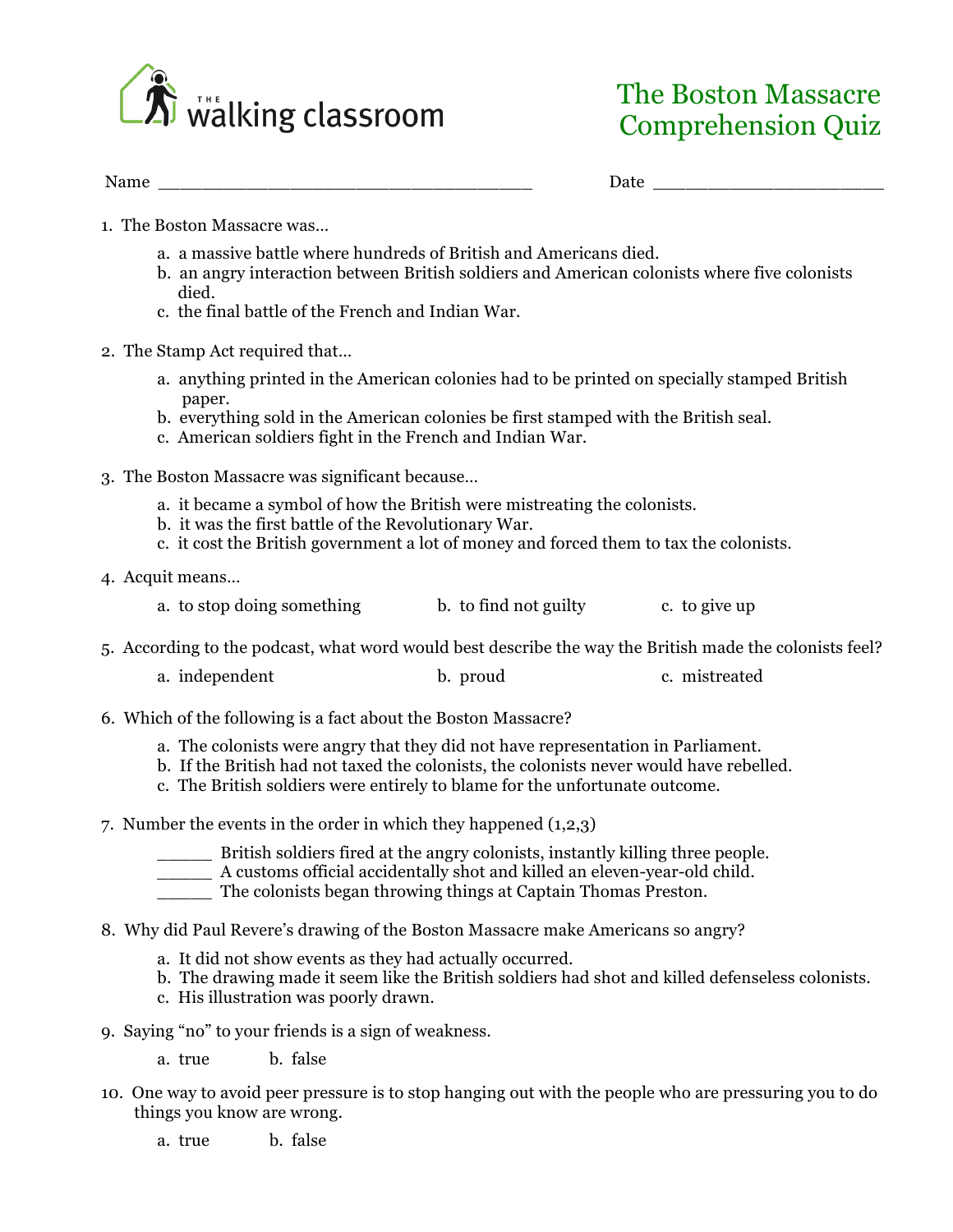the walking classroom

# The Boston Massacre Comprehension Quiz

Name ____________________________________ Date ______________________

1. The Boston Massacre was…
   a. a massive battle where hundreds of British and Americans died.
   b. an angry interaction between British soldiers and American colonists where five colonists died.
   c. the final battle of the French and Indian War.

2. The Stamp Act required that…
   a. anything printed in the American colonies had to be printed on specially stamped British paper.
   b. everything sold in the American colonies be first stamped with the British seal.
   c. American soldiers fight in the French and Indian War.

3. The Boston Massacre was significant because…
   a. it became a symbol of how the British were mistreating the colonists.
   b. it was the first battle of the Revolutionary War.
   c. it cost the British government a lot of money and forced them to tax the colonists.

4. Acquit means…
   a. to stop doing something b. to find not guilty c. to give up

5. According to the podcast, what word would best describe the way the British made the colonists feel?
   a. independent b. proud c. mistreated

6. Which of the following is a fact about the Boston Massacre?
   a. The colonists were angry that they did not have representation in Parliament.
   b. If the British had not taxed the colonists, the colonists never would have rebelled.
   c. The British soldiers were entirely to blame for the unfortunate outcome.

7. Number the events in the order in which they happened (1,2,3)
   _____ British soldiers fired at the angry colonists, instantly killing three people.
   _____ A customs official accidentally shot and killed an eleven-year-old child.
   _____ The colonists began throwing things at Captain Thomas Preston.

8. Why did Paul Revere's drawing of the Boston Massacre make Americans so angry?
   a. It did not show events as they had actually occurred.
   b. The drawing made it seem like the British soldiers had shot and killed defenseless colonists.
   c. His illustration was poorly drawn.

9. Saying "no" to your friends is a sign of weakness.
   a. true b. false

10. One way to avoid peer pressure is to stop hanging out with the people who are pressuring you to do things you know are wrong.
    a. true b. false